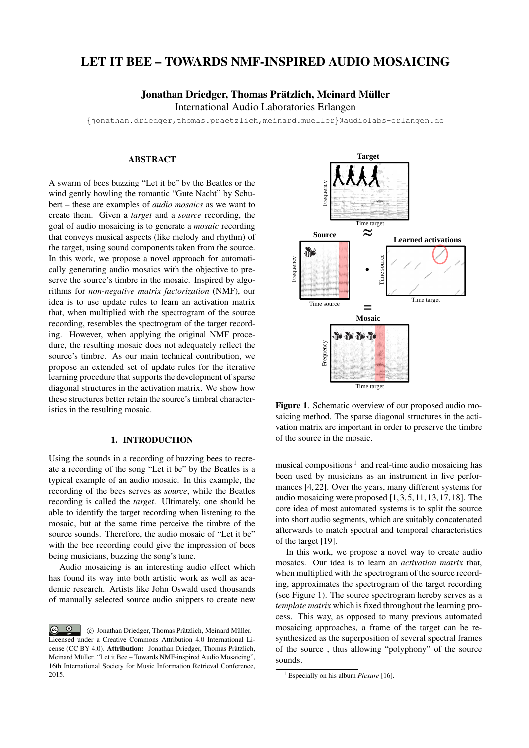# LET IT BEE – TOWARDS NMF-INSPIRED AUDIO MOSAICING

**Jonathan Driedger, Thomas Prätzlich, Meinard Müller**

International Audio Laboratories Erlangen

{jonathan.driedger,thomas.praetzlich,meinard.mueller}@audiolabs-erlangen.de

## ABSTRACT

A swarm of bees buzzing "Let it be" by the Beatles or the wind gently howling the romantic "Gute Nacht" by Schubert – these are examples of *audio mosaics* as we want to create them. Given a *target* and a *source* recording, the goal of audio mosaicing is to generate a *mosaic* recording that conveys musical aspects (like melody and rhythm) of the target, using sound components taken from the source. In this work, we propose a novel approach for automatically generating audio mosaics with the objective to preserve the source's timbre in the mosaic. Inspired by algorithms for *non-negative matrix factorization* (NMF), our idea is to use update rules to learn an activation matrix that, when multiplied with the spectrogram of the source recording, resembles the spectrogram of the target recording. However, when applying the original NMF procedure, the resulting mosaic does not adequately reflect the source's timbre. As our main technical contribution, we propose an extended set of update rules for the iterative learning procedure that supports the development of sparse diagonal structures in the activation matrix. We show how these structures better retain the source's timbral characteristics in the resulting mosaic.

## 1. INTRODUCTION

Using the sounds in a recording of buzzing bees to recreate a recording of the song "Let it be" by the Beatles is a typical example of an audio mosaic. In this example, the recording of the bees serves as *source*, while the Beatles recording is called the *target*. Ultimately, one should be able to identify the target recording when listening to the mosaic, but at the same time perceive the timbre of the source sounds. Therefore, the audio mosaic of "Let it be" with the bee recording could give the impression of bees being musicians, buzzing the song's tune.

Audio mosaicing is an interesting audio effect which has found its way into both artistic work as well as academic research. Artists like John Oswald used thousands of manually selected source audio snippets to create new musical compositions [1] and real-time audio mosaicing has been used by musicians as an instrument in live performances [4, 22]. Over the years, many different systems for audio mosaicing were proposed [1, 3, 5, 11, 13, 17, 18]. The core idea of most automated systems is to split the source into short audio segments, which are suitably concatenated afterwards to match spectral and temporal characteristics of the target [19].

In this work, we propose a novel way to create audio mosaics. Our idea is to learn an *activation matrix* that, when multiplied with the spectrogram of the source recording, approximates the spectrogram of the target recording (see Figure 1). The source spectrogram hereby serves as a *template matrix* which is fixed throughout the learning process. This way, as opposed to many previous automated mosaicing approaches, a frame of the target can be resynthesized as the superposition of several spectral frames of the source , thus allowing "polyphony" of the source sounds.

**Figure 1**. Schematic overview of our proposed audio mosaicing method. The sparse diagonal structures in the activation matrix are important in order to preserve the timbre of the source in the mosaic.

[1] Especially on his album *Plexure* [16].

© Jonathan Driedger, Thomas Prätzlich, Meinard Müller. Licensed under a Creative Commons Attribution 4.0 International License (CC BY 4.0). **Attribution:** Jonathan Driedger, Thomas Prätzlich, Meinard Müller. "Let it Bee – Towards NMF-inspired Audio Mosaicing", 16th International Society for Music Information Retrieval Conference, 2015.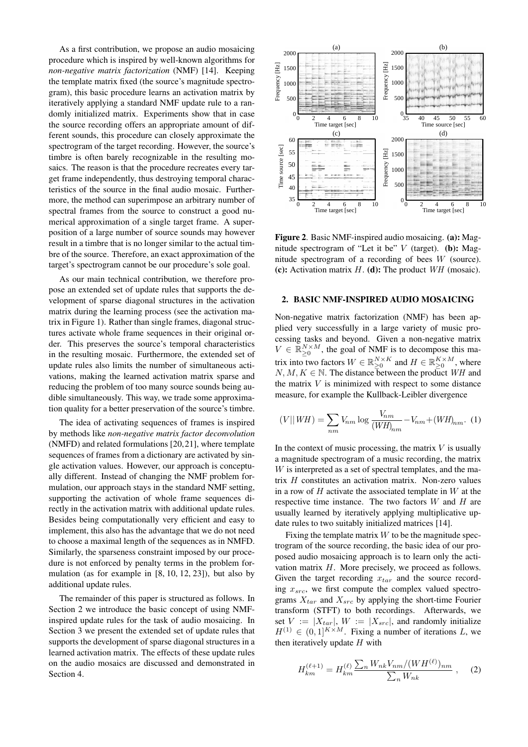As a first contribution, we propose an audio mosaicing procedure which is inspired by well-known algorithms for *non-negative matrix factorization* (NMF) [14]. Keeping the template matrix fixed (the source's magnitude spectrogram), this basic procedure learns an activation matrix by iteratively applying a standard NMF update rule to a randomly initialized matrix. Experiments show that in case the source recording offers an appropriate amount of different sounds, this procedure can closely approximate the spectrogram of the target recording. However, the source's timbre is often barely recognizable in the resulting mosaics. The reason is that the procedure recreates every target frame independently, thus destroying temporal characteristics of the source in the final audio mosaic. Furthermore, the method can superimpose an arbitrary number of spectral frames from the source to construct a good numerical approximation of a single target frame. A superposition of a large number of source sounds may however result in a timbre that is no longer similar to the actual timbre of the source. Therefore, an exact approximation of the target's spectrogram cannot be our procedure's sole goal.

As our main technical contribution, we therefore propose an extended set of update rules that supports the development of sparse diagonal structures in the activation matrix during the learning process (see the activation matrix in Figure 1). Rather than single frames, diagonal structures activate whole frame sequences in their original order. This preserves the source's temporal characteristics in the resulting mosaic. Furthermore, the extended set of update rules also limits the number of simultaneous activations, making the learned activation matrix sparse and reducing the problem of too many source sounds being audible simultaneously. This way, we trade some approximation quality for a better preservation of the source's timbre.

The idea of activating sequences of frames is inspired by methods like *non-negative matrix factor deconvolution* (NMFD) and related formulations [20, 21], where template sequences of frames from a dictionary are activated by single activation values. However, our approach is conceptually different. Instead of changing the NMF problem formulation, our approach stays in the standard NMF setting, supporting the activation of whole frame sequences directly in the activation matrix with additional update rules. Besides being computationally very efficient and easy to implement, this also has the advantage that we do not need to choose a maximal length of the sequences as in NMFD. Similarly, the sparseness constraint imposed by our procedure is not enforced by penalty terms in the problem formulation (as for example in [8, 10, 12, 23]), but also by additional update rules.

The remainder of this paper is structured as follows. In Section 2 we introduce the basic concept of using NMF-inspired update rules for the task of audio mosaicing. In Section 3 we present the extended set of update rules that supports the development of sparse diagonal structures in a learned activation matrix. The effects of these update rules on the audio mosaics are discussed and demonstrated in Section 4.

**Figure 2**. Basic NMF-inspired audio mosaicing. **(a):** Magnitude spectrogram of "Let it be" $V$ (target). **(b):** Magnitude spectrogram of a recording of bees $W$ (source). **(c):** Activation matrix $H$. **(d):** The product $WH$ (mosaic).

## 2. BASIC NMF-INSPIRED AUDIO MOSAICING

Non-negative matrix factorization (NMF) has been applied very successfully in a large variety of music processing tasks and beyond. Given a non-negative matrix $V \in \mathbb{R}_{\geq 0}^{N \times M}$, the goal of NMF is to decompose this matrix into two factors $W \in \mathbb{R}_{\geq 0}^{N \times K}$ and $H \in \mathbb{R}_{\geq 0}^{K \times M}$, where $N, M, K \in \mathbb{N}$. The distance between the product $WH$ and the matrix $V$ is minimized with respect to some distance measure, for example the Kullback-Leibler divergence

$$(V||WH) = \sum_{nm} V_{nm} \log \frac{V_{nm}}{(WH)_{nm}} - V_{nm} + (WH)_{nm}. \quad (1)$$

In the context of music processing, the matrix $V$ is usually a magnitude spectrogram of a music recording, the matrix $W$ is interpreted as a set of spectral templates, and the matrix $H$ constitutes an activation matrix. Non-zero values in a row of $H$ activate the associated template in $W$ at the respective time instance. The two factors $W$ and $H$ are usually learned by iteratively applying multiplicative update rules to two suitably initialized matrices [14].

Fixing the template matrix $W$ to be the magnitude spectrogram of the source recording, the basic idea of our proposed audio mosaicing approach is to learn only the activation matrix $H$. More precisely, we proceed as follows. Given the target recording $x_{tar}$ and the source recording $x_{src}$, we first compute the complex valued spectrograms $X_{tar}$ and $X_{src}$ by applying the short-time Fourier transform (STFT) to both recordings. Afterwards, we set $V := |X_{tar}|$, $W := |X_{src}|$, and randomly initialize $H^{(1)} \in (0, 1]^{K \times M}$. Fixing a number of iterations $L$, we then iteratively update $H$ with

$$H_{km}^{(\ell+1)} = H_{km}^{(\ell)} \frac{\sum_n W_{nk} V_{nm} / (WH^{(\ell)})_{nm}}{\sum_n W_{nk}} , \quad (2)$$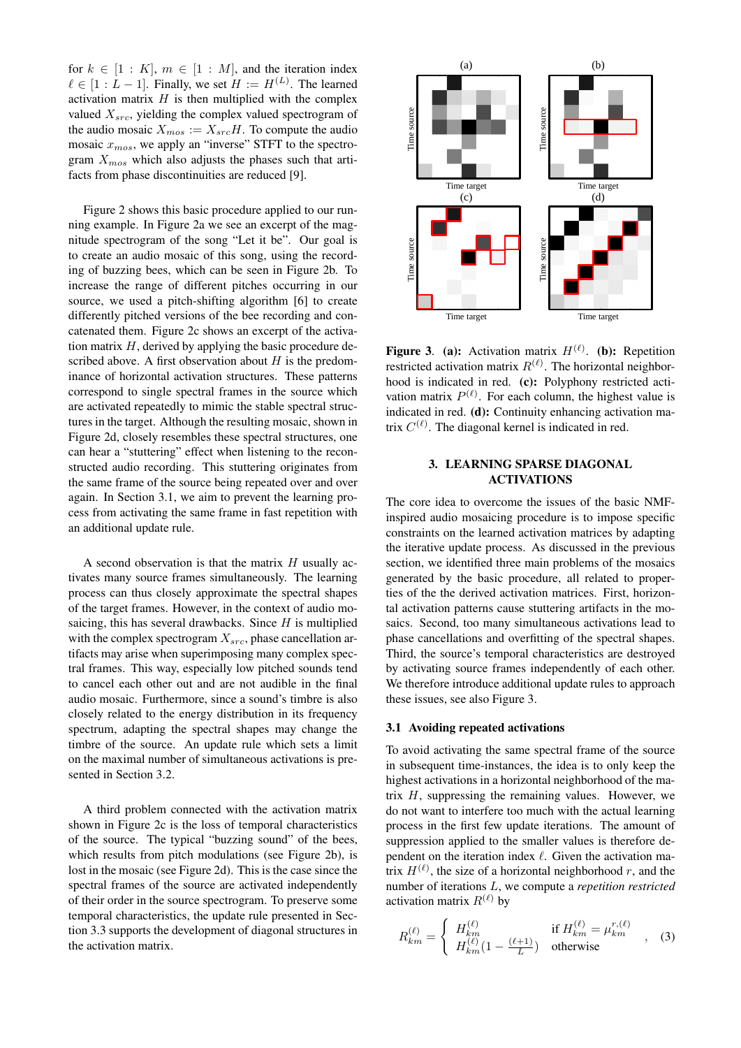for $k \in [1 : K]$, $m \in [1 : M]$, and the iteration index $\ell \in [1 : L - 1]$. Finally, we set $H := H^{(L)}$. The learned activation matrix $H$ is then multiplied with the complex valued $X_{src}$, yielding the complex valued spectrogram of the audio mosaic $X_{mos} := X_{src}H$. To compute the audio mosaic $x_{mos}$, we apply an "inverse" STFT to the spectrogram $X_{mos}$ which also adjusts the phases such that artifacts from phase discontinuities are reduced [9].

Figure 2 shows this basic procedure applied to our running example. In Figure 2a we see an excerpt of the magnitude spectrogram of the song "Let it be". Our goal is to create an audio mosaic of this song, using the recording of buzzing bees, which can be seen in Figure 2b. To increase the range of different pitches occurring in our source, we used a pitch-shifting algorithm [6] to create differently pitched versions of the bee recording and concatenated them. Figure 2c shows an excerpt of the activation matrix $H$, derived by applying the basic procedure described above. A first observation about $H$ is the predominance of horizontal activation structures. These patterns correspond to single spectral frames in the source which are activated repeatedly to mimic the stable spectral structures in the target. Although the resulting mosaic, shown in Figure 2d, closely resembles these spectral structures, one can hear a "stuttering" effect when listening to the reconstructed audio recording. This stuttering originates from the same frame of the source being repeated over and over again. In Section 3.1, we aim to prevent the learning process from activating the same frame in fast repetition with an additional update rule.

A second observation is that the matrix $H$ usually activates many source frames simultaneously. The learning process can thus closely approximate the spectral shapes of the target frames. However, in the context of audio mosaicing, this has several drawbacks. Since $H$ is multiplied with the complex spectrogram $X_{src}$, phase cancellation artifacts may arise when superimposing many complex spectral frames. This way, especially low pitched sounds tend to cancel each other out and are not audible in the final audio mosaic. Furthermore, since a sound's timbre is also closely related to the energy distribution in its frequency spectrum, adapting the spectral shapes may change the timbre of the source. An update rule which sets a limit on the maximal number of simultaneous activations is presented in Section 3.2.

A third problem connected with the activation matrix shown in Figure 2c is the loss of temporal characteristics of the source. The typical "buzzing sound" of the bees, which results from pitch modulations (see Figure 2b), is lost in the mosaic (see Figure 2d). This is the case since the spectral frames of the source are activated independently of their order in the source spectrogram. To preserve some temporal characteristics, the update rule presented in Section 3.3 supports the development of diagonal structures in the activation matrix.

**Figure 3**. **(a):** Activation matrix $H^{(\ell)}$. **(b):** Repetition restricted activation matrix $R^{(\ell)}$. The horizontal neighborhood is indicated in red. **(c):** Polyphony restricted activation matrix $P^{(\ell)}$. For each column, the highest value is indicated in red. **(d):** Continuity enhancing activation matrix $C^{(\ell)}$. The diagonal kernel is indicated in red.

## 3. LEARNING SPARSE DIAGONAL ACTIVATIONS

The core idea to overcome the issues of the basic NMF-inspired audio mosaicing procedure is to impose specific constraints on the learned activation matrices by adapting the iterative update process. As discussed in the previous section, we identified three main problems of the mosaics generated by the basic procedure, all related to properties of the derived activation matrices. First, horizontal activation patterns cause stuttering artifacts in the mosaics. Second, too many simultaneous activations lead to phase cancellations and overfitting of the spectral shapes. Third, the source's temporal characteristics are destroyed by activating source frames independently of each other. We therefore introduce additional update rules to approach these issues, see also Figure 3.

### 3.1 Avoiding repeated activations

To avoid activating the same spectral frame of the source in subsequent time-instances, the idea is to only keep the highest activations in a horizontal neighborhood of the matrix $H$, suppressing the remaining values. However, we do not want to interfere too much with the actual learning process in the first few update iterations. The amount of suppression applied to the smaller values is therefore dependent on the iteration index $\ell$. Given the activation matrix $H^{(\ell)}$, the size of a horizontal neighborhood $r$, and the number of iterations $L$, we compute a *repetition restricted* activation matrix $R^{(\ell)}$ by

$$R_{km}^{(\ell)} = \begin{cases} H_{km}^{(\ell)} & \text{if } H_{km}^{(\ell)} = \mu_{km}^{r,(\ell)} \\ H_{km}^{(\ell)}(1 - \frac{(\ell+1)}{L}) & \text{otherwise} \end{cases}, \quad (3)$$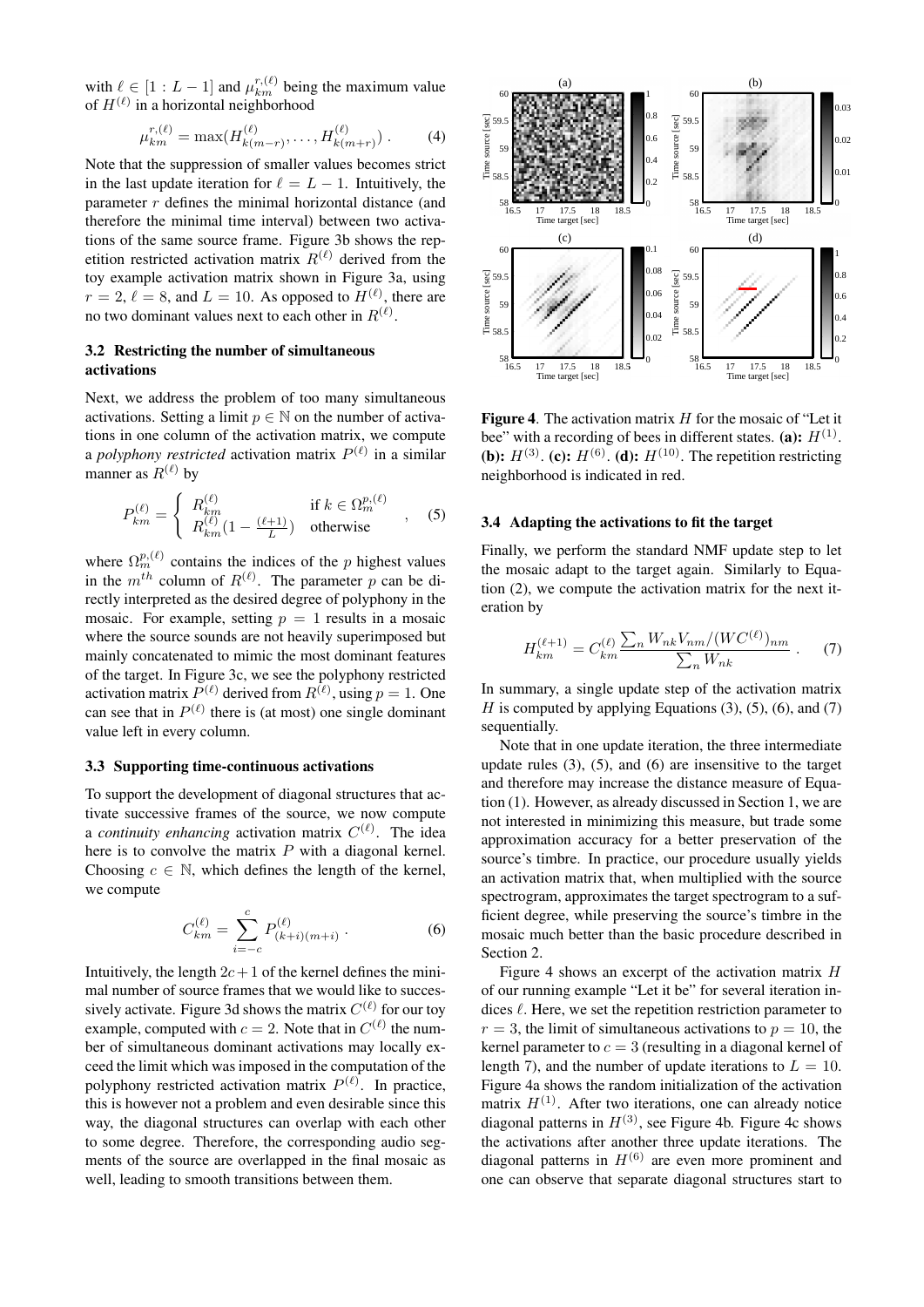with $\ell \in [1 : L-1]$ and $\mu_{km}^{r,(\ell)}$ being the maximum value of $H^{(\ell)}$ in a horizontal neighborhood

$$\mu_{km}^{r,(\ell)} = \max(H_{k(m-r)}^{(\ell)}, \ldots, H_{k(m+r)}^{(\ell)}) \,. \tag{4}$$

Note that the suppression of smaller values becomes strict in the last update iteration for $\ell = L-1$. Intuitively, the parameter $r$ defines the minimal horizontal distance (and therefore the minimal time interval) between two activations of the same source frame. Figure 3b shows the repetition restricted activation matrix $R^{(\ell)}$ derived from the toy example activation matrix shown in Figure 3a, using $r = 2$, $\ell = 8$, and $L = 10$. As opposed to $H^{(\ell)}$, there are no two dominant values next to each other in $R^{(\ell)}$.

### 3.2 Restricting the number of simultaneous activations

Next, we address the problem of too many simultaneous activations. Setting a limit $p \in \mathbb{N}$ on the number of activations in one column of the activation matrix, we compute a *polyphony restricted* activation matrix $P^{(\ell)}$ in a similar manner as $R^{(\ell)}$ by

$$P_{km}^{(\ell)} = \begin{cases} R_{km}^{(\ell)} & \text{if } k \in \Omega_m^{p,(\ell)} \\ R_{km}^{(\ell)}(1 - \frac{(\ell+1)}{L}) & \text{otherwise} \end{cases} \,, \tag{5}$$

where $\Omega_m^{p,(\ell)}$ contains the indices of the $p$ highest values in the $m^{th}$ column of $R^{(\ell)}$. The parameter $p$ can be directly interpreted as the desired degree of polyphony in the mosaic. For example, setting $p = 1$ results in a mosaic where the source sounds are not heavily superimposed but mainly concatenated to mimic the most dominant features of the target. In Figure 3c, we see the polyphony restricted activation matrix $P^{(\ell)}$ derived from $R^{(\ell)}$, using $p = 1$. One can see that in $P^{(\ell)}$ there is (at most) one single dominant value left in every column.

### 3.3 Supporting time-continuous activations

To support the development of diagonal structures that activate successive frames of the source, we now compute a *continuity enhancing* activation matrix $C^{(\ell)}$. The idea here is to convolve the matrix $P$ with a diagonal kernel. Choosing $c \in \mathbb{N}$, which defines the length of the kernel, we compute

$$C_{km}^{(\ell)} = \sum_{i=-c}^{c} P_{(k+i)(m+i)}^{(\ell)} \,. \tag{6}$$

Intuitively, the length $2c+1$ of the kernel defines the minimal number of source frames that we would like to successively activate. Figure 3d shows the matrix $C^{(\ell)}$ for our toy example, computed with $c = 2$. Note that in $C^{(\ell)}$ the number of simultaneous dominant activations may locally exceed the limit which was imposed in the computation of the polyphony restricted activation matrix $P^{(\ell)}$. In practice, this is however not a problem and even desirable since this way, the diagonal structures can overlap with each other to some degree. Therefore, the corresponding audio segments of the source are overlapped in the final mosaic as well, leading to smooth transitions between them.

**Figure 4**. The activation matrix $H$ for the mosaic of "Let it bee" with a recording of bees in different states. **(a):** $H^{(1)}$. **(b):** $H^{(3)}$. **(c):** $H^{(6)}$. **(d):** $H^{(10)}$. The repetition restricting neighborhood is indicated in red.

### 3.4 Adapting the activations to fit the target

Finally, we perform the standard NMF update step to let the mosaic adapt to the target again. Similarly to Equation (2), we compute the activation matrix for the next iteration by

$$H_{km}^{(\ell+1)} = C_{km}^{(\ell)} \frac{\sum_n W_{nk} V_{nm} / (WC^{(\ell)})_{nm}}{\sum_n W_{nk}} \,. \tag{7}$$

In summary, a single update step of the activation matrix $H$ is computed by applying Equations (3), (5), (6), and (7) sequentially.

Note that in one update iteration, the three intermediate update rules (3), (5), and (6) are insensitive to the target and therefore may increase the distance measure of Equation (1). However, as already discussed in Section 1, we are not interested in minimizing this measure, but trade some approximation accuracy for a better preservation of the source's timbre. In practice, our procedure usually yields an activation matrix that, when multiplied with the source spectrogram, approximates the target spectrogram to a sufficient degree, while preserving the source's timbre in the mosaic much better than the basic procedure described in Section 2.

Figure 4 shows an excerpt of the activation matrix $H$ of our running example "Let it be" for several iteration indices $\ell$. Here, we set the repetition restriction parameter to $r = 3$, the limit of simultaneous activations to $p = 10$, the kernel parameter to $c = 3$ (resulting in a diagonal kernel of length 7), and the number of update iterations to $L = 10$. Figure 4a shows the random initialization of the activation matrix $H^{(1)}$. After two iterations, one can already notice diagonal patterns in $H^{(3)}$, see Figure 4b. Figure 4c shows the activations after another three update iterations. The diagonal patterns in $H^{(6)}$ are even more prominent and one can observe that separate diagonal structures start to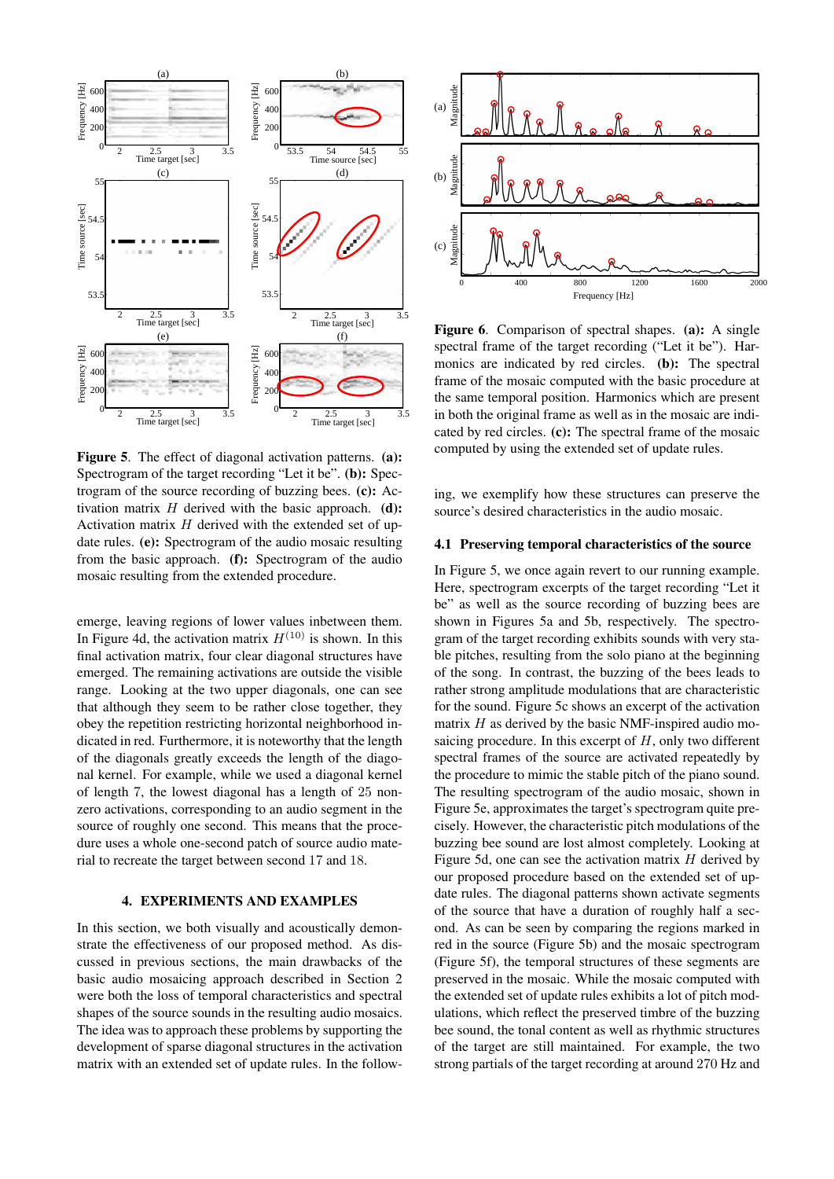**Figure 5**. The effect of diagonal activation patterns. **(a):** Spectrogram of the target recording “Let it be”. **(b):** Spectrogram of the source recording of buzzing bees. **(c):** Activation matrix $H$ derived with the basic approach. **(d):** Activation matrix $H$ derived with the extended set of update rules. **(e):** Spectrogram of the audio mosaic resulting from the basic approach. **(f):** Spectrogram of the audio mosaic resulting from the extended procedure.

emerge, leaving regions of lower values inbetween them. In Figure 4d, the activation matrix $H^{(10)}$ is shown. In this final activation matrix, four clear diagonal structures have emerged. The remaining activations are outside the visible range. Looking at the two upper diagonals, one can see that although they seem to be rather close together, they obey the repetition restricting horizontal neighborhood indicated in red. Furthermore, it is noteworthy that the length of the diagonals greatly exceeds the length of the diagonal kernel. For example, while we used a diagonal kernel of length 7, the lowest diagonal has a length of 25 nonzero activations, corresponding to an audio segment in the source of roughly one second. This means that the procedure uses a whole one-second patch of source audio material to recreate the target between second 17 and 18.

## 4. EXPERIMENTS AND EXAMPLES

In this section, we both visually and acoustically demonstrate the effectiveness of our proposed method. As discussed in previous sections, the main drawbacks of the basic audio mosaicing approach described in Section 2 were both the loss of temporal characteristics and spectral shapes of the source sounds in the resulting audio mosaics. The idea was to approach these problems by supporting the development of sparse diagonal structures in the activation matrix with an extended set of update rules. In the following, we exemplify how these structures can preserve the source’s desired characteristics in the audio mosaic.

**Figure 6**. Comparison of spectral shapes. **(a):** A single spectral frame of the target recording (“Let it be”). Harmonics are indicated by red circles. **(b):** The spectral frame of the mosaic computed with the basic procedure at the same temporal position. Harmonics which are present in both the original frame as well as in the mosaic are indicated by red circles. **(c):** The spectral frame of the mosaic computed by using the extended set of update rules.

### 4.1 Preserving temporal characteristics of the source

In Figure 5, we once again revert to our running example. Here, spectrogram excerpts of the target recording “Let it be” as well as the source recording of buzzing bees are shown in Figures 5a and 5b, respectively. The spectrogram of the target recording exhibits sounds with very stable pitches, resulting from the solo piano at the beginning of the song. In contrast, the buzzing of the bees leads to rather strong amplitude modulations that are characteristic for the sound. Figure 5c shows an excerpt of the activation matrix $H$ as derived by the basic NMF-inspired audio mosaicing procedure. In this excerpt of $H$, only two different spectral frames of the source are activated repeatedly by the procedure to mimic the stable pitch of the piano sound. The resulting spectrogram of the audio mosaic, shown in Figure 5e, approximates the target’s spectrogram quite precisely. However, the characteristic pitch modulations of the buzzing bee sound are lost almost completely. Looking at Figure 5d, one can see the activation matrix $H$ derived by our proposed procedure based on the extended set of update rules. The diagonal patterns shown activate segments of the source that have a duration of roughly half a second. As can be seen by comparing the regions marked in red in the source (Figure 5b) and the mosaic spectrogram (Figure 5f), the temporal structures of these segments are preserved in the mosaic. While the mosaic computed with the extended set of update rules exhibits a lot of pitch modulations, which reflect the preserved timbre of the buzzing bee sound, the tonal content as well as rhythmic structures of the target are still maintained. For example, the two strong partials of the target recording at around 270 Hz and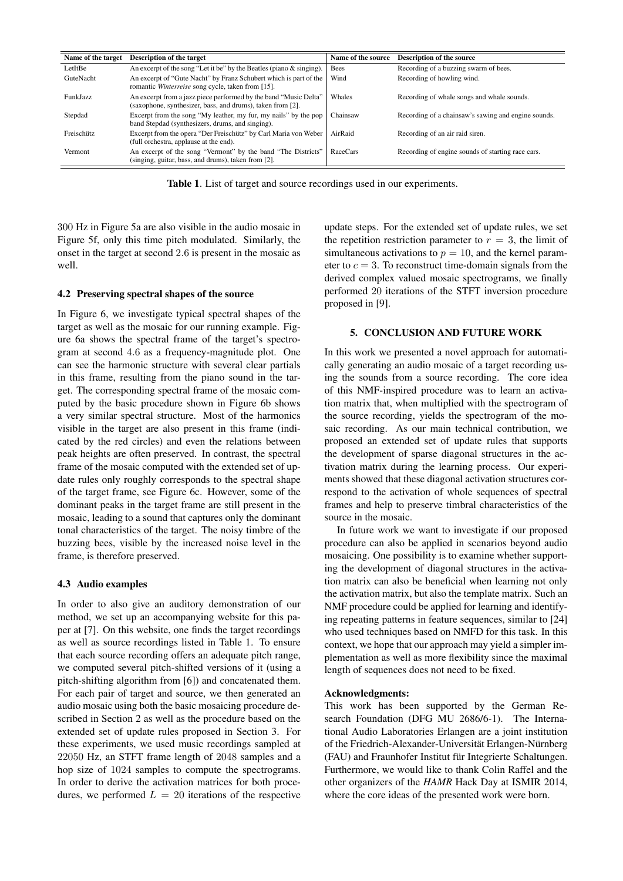| Name of the target | Description of the target | Name of the source | Description of the source |
|---|---|---|---|
| LetItBe | An excerpt of the song "Let it be" by the Beatles (piano & singing). | Bees | Recording of a buzzing swarm of bees. |
| GuteNacht | An excerpt of "Gute Nacht" by Franz Schubert which is part of the romantic *Winterreise* song cycle, taken from [15]. | Wind | Recording of howling wind. |
| FunkJazz | An excerpt from a jazz piece performed by the band "Music Delta" (saxophone, synthesizer, bass, and drums), taken from [2]. | Whales | Recording of whale songs and whale sounds. |
| Stepdad | Excerpt from the song "My leather, my fur, my nails" by the pop band Stepdad (synthesizers, drums, and singing). | Chainsaw | Recording of a chainsaw's sawing and engine sounds. |
| Freischütz | Excerpt from the opera "Der Freischütz" by Carl Maria von Weber (full orchestra, applause at the end). | AirRaid | Recording of an air raid siren. |
| Vermont | An excerpt of the song "Vermont" by the band "The Districts" (singing, guitar, bass, and drums), taken from [2]. | RaceCars | Recording of engine sounds of starting race cars. |

**Table 1**. List of target and source recordings used in our experiments.

300 Hz in Figure 5a are also visible in the audio mosaic in Figure 5f, only this time pitch modulated. Similarly, the onset in the target at second 2.6 is present in the mosaic as well.

### 4.2 Preserving spectral shapes of the source

In Figure 6, we investigate typical spectral shapes of the target as well as the mosaic for our running example. Figure 6a shows the spectral frame of the target's spectrogram at second 4.6 as a frequency-magnitude plot. One can see the harmonic structure with several clear partials in this frame, resulting from the piano sound in the target. The corresponding spectral frame of the mosaic computed by the basic procedure shown in Figure 6b shows a very similar spectral structure. Most of the harmonics visible in the target are also present in this frame (indicated by the red circles) and even the relations between peak heights are often preserved. In contrast, the spectral frame of the mosaic computed with the extended set of update rules only roughly corresponds to the spectral shape of the target frame, see Figure 6c. However, some of the dominant peaks in the target frame are still present in the mosaic, leading to a sound that captures only the dominant tonal characteristics of the target. The noisy timbre of the buzzing bees, visible by the increased noise level in the frame, is therefore preserved.

### 4.3 Audio examples

In order to also give an auditory demonstration of our method, we set up an accompanying website for this paper at [7]. On this website, one finds the target recordings as well as source recordings listed in Table 1. To ensure that each source recording offers an adequate pitch range, we computed several pitch-shifted versions of it (using a pitch-shifting algorithm from [6]) and concatenated them. For each pair of target and source, we then generated an audio mosaic using both the basic mosaicing procedure described in Section 2 as well as the procedure based on the extended set of update rules proposed in Section 3. For these experiments, we used music recordings sampled at 22050 Hz, an STFT frame length of 2048 samples and a hop size of 1024 samples to compute the spectrograms. In order to derive the activation matrices for both procedures, we performed $L = 20$ iterations of the respective update steps. For the extended set of update rules, we set the repetition restriction parameter to $r = 3$, the limit of simultaneous activations to $p = 10$, and the kernel parameter to $c = 3$. To reconstruct time-domain signals from the derived complex valued mosaic spectrograms, we finally performed 20 iterations of the STFT inversion procedure proposed in [9].

## 5. CONCLUSION AND FUTURE WORK

In this work we presented a novel approach for automatically generating an audio mosaic of a target recording using the sounds from a source recording. The core idea of this NMF-inspired procedure was to learn an activation matrix that, when multiplied with the spectrogram of the source recording, yields the spectrogram of the mosaic recording. As our main technical contribution, we proposed an extended set of update rules that supports the development of sparse diagonal structures in the activation matrix during the learning process. Our experiments showed that these diagonal activation structures correspond to the activation of whole sequences of spectral frames and help to preserve timbral characteristics of the source in the mosaic.

In future work we want to investigate if our proposed procedure can also be applied in scenarios beyond audio mosaicing. One possibility is to examine whether supporting the development of diagonal structures in the activation matrix can also be beneficial when learning not only the activation matrix, but also the template matrix. Such an NMF procedure could be applied for learning and identifying repeating patterns in feature sequences, similar to [24] who used techniques based on NMFD for this task. In this context, we hope that our approach may yield a simpler implementation as well as more flexibility since the maximal length of sequences does not need to be fixed.

**Acknowledgments:**
This work has been supported by the German Research Foundation (DFG MU 2686/6-1). The International Audio Laboratories Erlangen are a joint institution of the Friedrich-Alexander-Universität Erlangen-Nürnberg (FAU) and Fraunhofer Institut für Integrierte Schaltungen. Furthermore, we would like to thank Colin Raffel and the other organizers of the *HAMR* Hack Day at ISMIR 2014, where the core ideas of the presented work were born.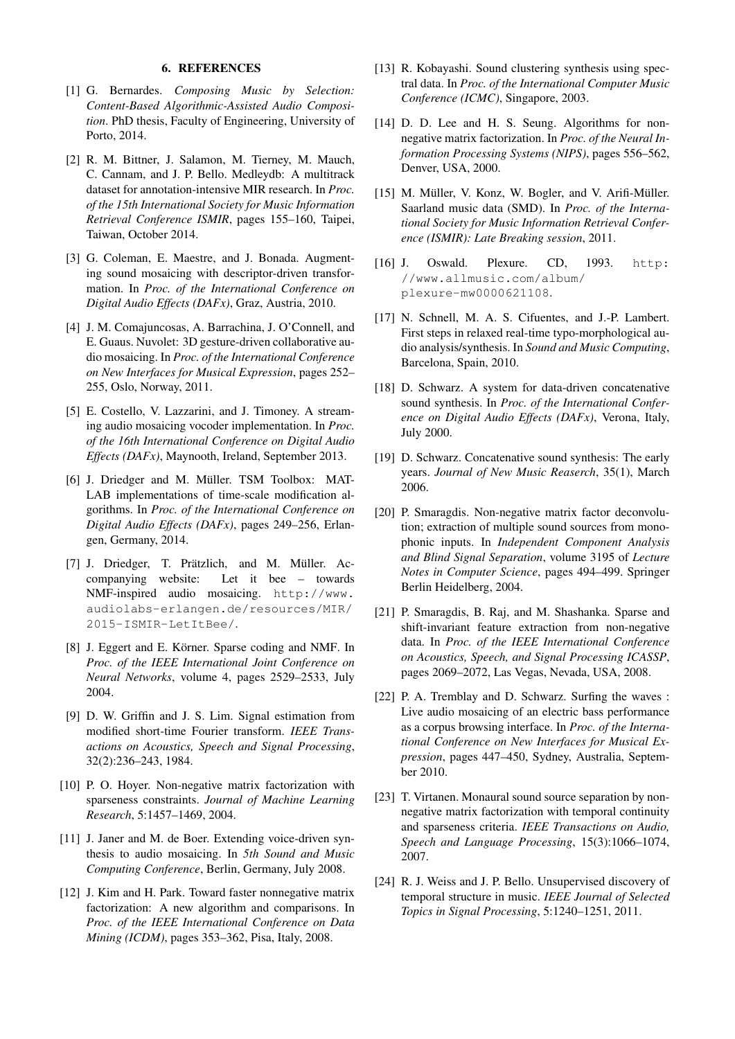## 6. REFERENCES

[1] G. Bernardes. *Composing Music by Selection: Content-Based Algorithmic-Assisted Audio Composition*. PhD thesis, Faculty of Engineering, University of Porto, 2014.

[2] R. M. Bittner, J. Salamon, M. Tierney, M. Mauch, C. Cannam, and J. P. Bello. Medleydb: A multitrack dataset for annotation-intensive MIR research. In *Proc. of the 15th International Society for Music Information Retrieval Conference ISMIR*, pages 155–160, Taipei, Taiwan, October 2014.

[3] G. Coleman, E. Maestre, and J. Bonada. Augmenting sound mosaicing with descriptor-driven transformation. In *Proc. of the International Conference on Digital Audio Effects (DAFx)*, Graz, Austria, 2010.

[4] J. M. Comajuncosas, A. Barrachina, J. O'Connell, and E. Guaus. Nuvolet: 3D gesture-driven collaborative audio mosaicing. In *Proc. of the International Conference on New Interfaces for Musical Expression*, pages 252–255, Oslo, Norway, 2011.

[5] E. Costello, V. Lazzarini, and J. Timoney. A streaming audio mosaicing vocoder implementation. In *Proc. of the 16th International Conference on Digital Audio Effects (DAFx)*, Maynooth, Ireland, September 2013.

[6] J. Driedger and M. Müller. TSM Toolbox: MATLAB implementations of time-scale modification algorithms. In *Proc. of the International Conference on Digital Audio Effects (DAFx)*, pages 249–256, Erlangen, Germany, 2014.

[7] J. Driedger, T. Prätzlich, and M. Müller. Accompanying website: Let it bee – towards NMF-inspired audio mosaicing. http://www.audiolabs-erlangen.de/resources/MIR/2015-ISMIR-LetItBee/.

[8] J. Eggert and E. Körner. Sparse coding and NMF. In *Proc. of the IEEE International Joint Conference on Neural Networks*, volume 4, pages 2529–2533, July 2004.

[9] D. W. Griffin and J. S. Lim. Signal estimation from modified short-time Fourier transform. *IEEE Transactions on Acoustics, Speech and Signal Processing*, 32(2):236–243, 1984.

[10] P. O. Hoyer. Non-negative matrix factorization with sparseness constraints. *Journal of Machine Learning Research*, 5:1457–1469, 2004.

[11] J. Janer and M. de Boer. Extending voice-driven synthesis to audio mosaicing. In *5th Sound and Music Computing Conference*, Berlin, Germany, July 2008.

[12] J. Kim and H. Park. Toward faster nonnegative matrix factorization: A new algorithm and comparisons. In *Proc. of the IEEE International Conference on Data Mining (ICDM)*, pages 353–362, Pisa, Italy, 2008.

[13] R. Kobayashi. Sound clustering synthesis using spectral data. In *Proc. of the International Computer Music Conference (ICMC)*, Singapore, 2003.

[14] D. D. Lee and H. S. Seung. Algorithms for non-negative matrix factorization. In *Proc. of the Neural Information Processing Systems (NIPS)*, pages 556–562, Denver, USA, 2000.

[15] M. Müller, V. Konz, W. Bogler, and V. Arifi-Müller. Saarland music data (SMD). In *Proc. of the International Society for Music Information Retrieval Conference (ISMIR): Late Breaking session*, 2011.

[16] J. Oswald. Plexure. CD, 1993. http://www.allmusic.com/album/plexure-mw0000621108.

[17] N. Schnell, M. A. S. Cifuentes, and J.-P. Lambert. First steps in relaxed real-time typo-morphological audio analysis/synthesis. In *Sound and Music Computing*, Barcelona, Spain, 2010.

[18] D. Schwarz. A system for data-driven concatenative sound synthesis. In *Proc. of the International Conference on Digital Audio Effects (DAFx)*, Verona, Italy, July 2000.

[19] D. Schwarz. Concatenative sound synthesis: The early years. *Journal of New Music Reaserch*, 35(1), March 2006.

[20] P. Smaragdis. Non-negative matrix factor deconvolution; extraction of multiple sound sources from monophonic inputs. In *Independent Component Analysis and Blind Signal Separation*, volume 3195 of *Lecture Notes in Computer Science*, pages 494–499. Springer Berlin Heidelberg, 2004.

[21] P. Smaragdis, B. Raj, and M. Shashanka. Sparse and shift-invariant feature extraction from non-negative data. In *Proc. of the IEEE International Conference on Acoustics, Speech, and Signal Processing ICASSP*, pages 2069–2072, Las Vegas, Nevada, USA, 2008.

[22] P. A. Tremblay and D. Schwarz. Surfing the waves : Live audio mosaicing of an electric bass performance as a corpus browsing interface. In *Proc. of the International Conference on New Interfaces for Musical Expression*, pages 447–450, Sydney, Australia, September 2010.

[23] T. Virtanen. Monaural sound source separation by non-negative matrix factorization with temporal continuity and sparseness criteria. *IEEE Transactions on Audio, Speech and Language Processing*, 15(3):1066–1074, 2007.

[24] R. J. Weiss and J. P. Bello. Unsupervised discovery of temporal structure in music. *IEEE Journal of Selected Topics in Signal Processing*, 5:1240–1251, 2011.